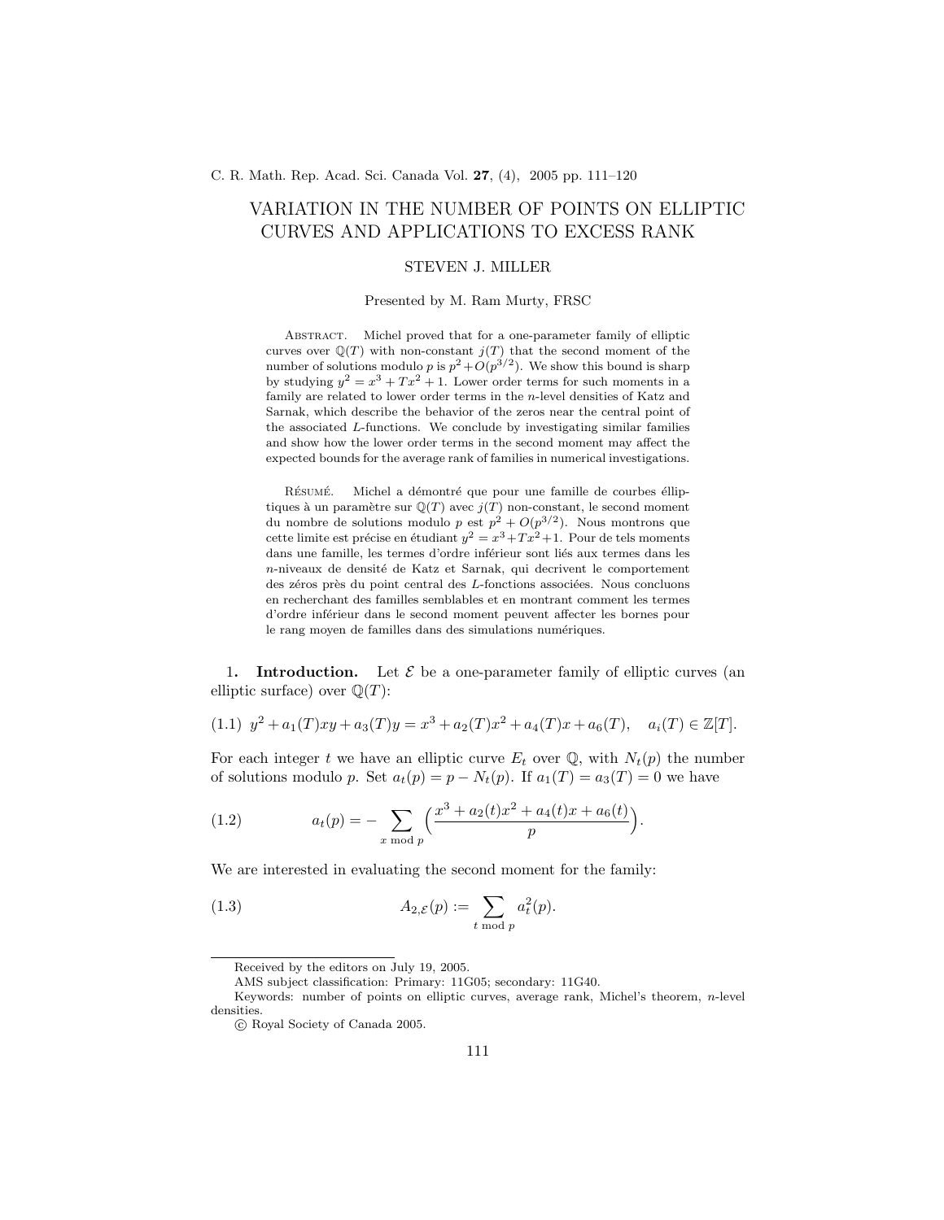# VARIATION IN THE NUMBER OF POINTS ON ELLIPTIC CURVES AND APPLICATIONS TO EXCESS RANK

STEVEN J. MILLER

Presented by M. Ram Murty, FRSC

Abstract. Michel proved that for a one-parameter family of elliptic curves over $\mathbb{Q}(T)$ with non-constant $j(T)$ that the second moment of the number of solutions modulo $p$ is $p^2 + O(p^{3/2})$. We show this bound is sharp by studying $y^2 = x^3 + Tx^2 + 1$. Lower order terms for such moments in a family are related to lower order terms in the $n$-level densities of Katz and Sarnak, which describe the behavior of the zeros near the central point of the associated $L$-functions. We conclude by investigating similar families and show how the lower order terms in the second moment may affect the expected bounds for the average rank of families in numerical investigations.

Résumé. Michel a démontré que pour une famille de courbes élliptiques à un paramètre sur $\mathbb{Q}(T)$ avec $j(T)$ non-constant, le second moment du nombre de solutions modulo $p$ est $p^2 + O(p^{3/2})$. Nous montrons que cette limite est précise en étudiant $y^2 = x^3 + Tx^2 + 1$. Pour de tels moments dans une famille, les termes d'ordre inférieur sont liés aux termes dans les $n$-niveaux de densité de Katz et Sarnak, qui decrivent le comportement des zéros près du point central des $L$-fonctions associées. Nous concluons en recherchant des familles semblables et en montrant comment les termes d'ordre inférieur dans le second moment peuvent affecter les bornes pour le rang moyen de familles dans des simulations numériques.

## 1. Introduction.

Let $\mathcal{E}$ be a one-parameter family of elliptic curves (an elliptic surface) over $\mathbb{Q}(T)$:

$$y^2 + a_1(T)xy + a_3(T)y = x^3 + a_2(T)x^2 + a_4(T)x + a_6(T), \quad a_i(T) \in \mathbb{Z}[T]. \tag{1.1}$$

For each integer $t$ we have an elliptic curve $E_t$ over $\mathbb{Q}$, with $N_t(p)$ the number of solutions modulo $p$. Set $a_t(p) = p - N_t(p)$. If $a_1(T) = a_3(T) = 0$ we have

$$a_t(p) = -\sum_{x \bmod p} \left( \frac{x^3 + a_2(t)x^2 + a_4(t)x + a_6(t)}{p} \right). \tag{1.2}$$

We are interested in evaluating the second moment for the family:

$$A_{2,\mathcal{E}}(p) := \sum_{t \bmod p} a_t^2(p). \tag{1.3}$$

Received by the editors on July 19, 2005.

AMS subject classification: Primary: 11G05; secondary: 11G40.

Keywords: number of points on elliptic curves, average rank, Michel's theorem, $n$-level densities.

© Royal Society of Canada 2005.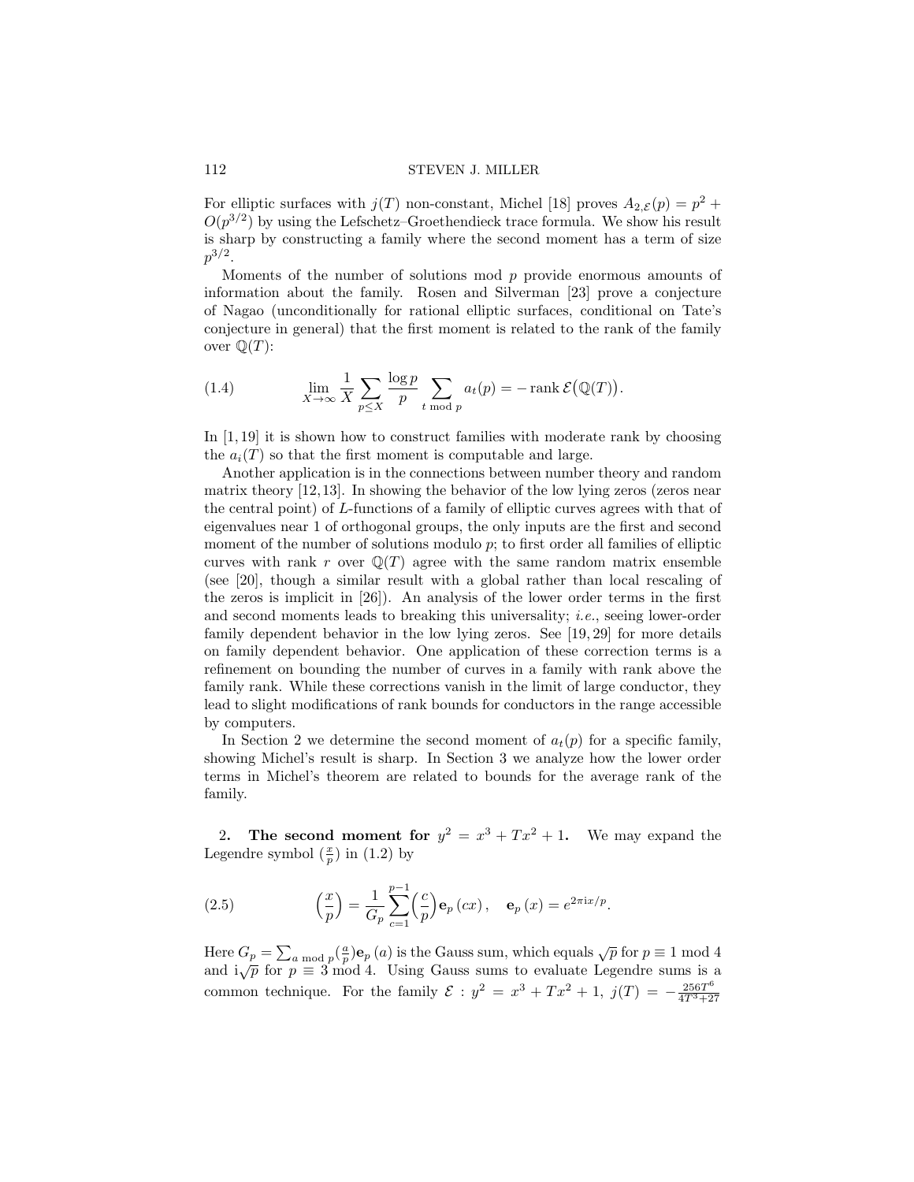For elliptic surfaces with $j(T)$ non-constant, Michel [18] proves $A_{2,\mathcal{E}}(p) = p^2 + O(p^{3/2})$ by using the Lefschetz–Groethendieck trace formula. We show his result is sharp by constructing a family where the second moment has a term of size $p^{3/2}$.

Moments of the number of solutions mod $p$ provide enormous amounts of information about the family. Rosen and Silverman [23] prove a conjecture of Nagao (unconditionally for rational elliptic surfaces, conditional on Tate's conjecture in general) that the first moment is related to the rank of the family over $\mathbb{Q}(T)$:

$$\lim_{X\to\infty} \frac{1}{X} \sum_{p \leq X} \frac{\log p}{p} \sum_{t \bmod p} a_t(p) = -\operatorname{rank} \mathcal{E}\big(\mathbb{Q}(T)\big). \tag{1.4}$$

In [1, 19] it is shown how to construct families with moderate rank by choosing the $a_i(T)$ so that the first moment is computable and large.

Another application is in the connections between number theory and random matrix theory [12, 13]. In showing the behavior of the low lying zeros (zeros near the central point) of $L$-functions of a family of elliptic curves agrees with that of eigenvalues near 1 of orthogonal groups, the only inputs are the first and second moment of the number of solutions modulo $p$; to first order all families of elliptic curves with rank $r$ over $\mathbb{Q}(T)$ agree with the same random matrix ensemble (see [20], though a similar result with a global rather than local rescaling of the zeros is implicit in [26]). An analysis of the lower order terms in the first and second moments leads to breaking this universality; *i.e.*, seeing lower-order family dependent behavior in the low lying zeros. See [19, 29] for more details on family dependent behavior. One application of these correction terms is a refinement on bounding the number of curves in a family with rank above the family rank. While these corrections vanish in the limit of large conductor, they lead to slight modifications of rank bounds for conductors in the range accessible by computers.

In Section 2 we determine the second moment of $a_t(p)$ for a specific family, showing Michel's result is sharp. In Section 3 we analyze how the lower order terms in Michel's theorem are related to bounds for the average rank of the family.

## 2. The second moment for $y^2 = x^3 + Tx^2 + 1$.

We may expand the Legendre symbol $\left(\frac{x}{p}\right)$ in (1.2) by

$$\left(\frac{x}{p}\right) = \frac{1}{G_p} \sum_{c=1}^{p-1} \left(\frac{c}{p}\right) \mathbf{e}_p(cx), \quad \mathbf{e}_p(x) = e^{2\pi i x/p}. \tag{2.5}$$

Here $G_p = \sum_{a \bmod p} \left(\frac{a}{p}\right) \mathbf{e}_p(a)$ is the Gauss sum, which equals $\sqrt{p}$ for $p \equiv 1 \bmod 4$ and $i\sqrt{p}$ for $p \equiv 3 \bmod 4$. Using Gauss sums to evaluate Legendre sums is a common technique. For the family $\mathcal{E} : y^2 = x^3 + Tx^2 + 1$, $j(T) = -\frac{256T^6}{4T^3+27}$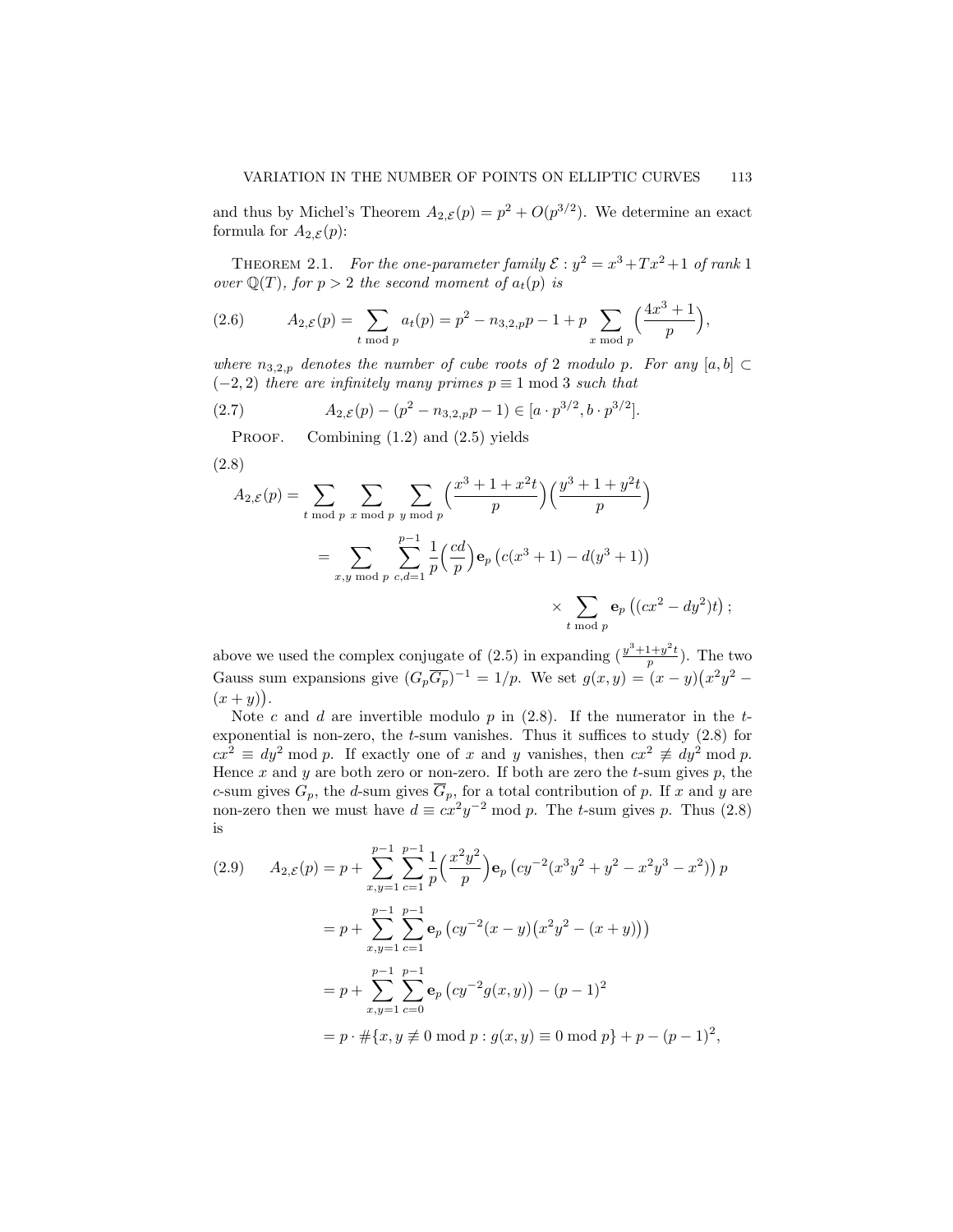and thus by Michel's Theorem $A_{2,\mathcal{E}}(p) = p^2 + O(p^{3/2})$. We determine an exact formula for $A_{2,\mathcal{E}}(p)$:

THEOREM 2.1. *For the one-parameter family $\mathcal{E} : y^2 = x^3 + Tx^2 + 1$ of rank 1 over $\mathbb{Q}(T)$, for $p > 2$ the second moment of $a_t(p)$ is*

$$A_{2,\mathcal{E}}(p) = \sum_{t \bmod p} a_t(p) = p^2 - n_{3,2,p}p - 1 + p \sum_{x \bmod p} \Big(\frac{4x^3+1}{p}\Big), \tag{2.6}$$

*where $n_{3,2,p}$ denotes the number of cube roots of 2 modulo $p$. For any $[a,b] \subset (-2,2)$ there are infinitely many primes $p \equiv 1 \bmod 3$ such that*

$$A_{2,\mathcal{E}}(p) - (p^2 - n_{3,2,p}p - 1) \in [a \cdot p^{3/2}, b \cdot p^{3/2}]. \tag{2.7}$$

PROOF. Combining (1.2) and (2.5) yields

$$\begin{aligned} A_{2,\mathcal{E}}(p) &= \sum_{t \bmod p} \sum_{x \bmod p} \sum_{y \bmod p} \Big(\frac{x^3+1+x^2t}{p}\Big)\Big(\frac{y^3+1+y^2t}{p}\Big) \\ &= \sum_{x,y \bmod p} \sum_{c,d=1}^{p-1} \frac{1}{p}\Big(\frac{cd}{p}\Big) \mathbf{e}_p\left(c(x^3+1) - d(y^3+1)\right) \\ &\qquad\qquad \times \sum_{t \bmod p} \mathbf{e}_p\left((cx^2 - dy^2)t\right); \end{aligned} \tag{2.8}$$

above we used the complex conjugate of (2.5) in expanding $(\frac{y^3+1+y^2t}{p})$. The two Gauss sum expansions give $(G_p\overline{G_p})^{-1} = 1/p$. We set $g(x,y) = (x-y)\big(x^2y^2 - (x+y)\big)$.

Note $c$ and $d$ are invertible modulo $p$ in (2.8). If the numerator in the $t$-exponential is non-zero, the $t$-sum vanishes. Thus it suffices to study (2.8) for $cx^2 \equiv dy^2 \bmod p$. If exactly one of $x$ and $y$ vanishes, then $cx^2 \not\equiv dy^2 \bmod p$. Hence $x$ and $y$ are both zero or non-zero. If both are zero the $t$-sum gives $p$, the $c$-sum gives $G_p$, the $d$-sum gives $\overline{G}_p$, for a total contribution of $p$. If $x$ and $y$ are non-zero then we must have $d \equiv cx^2y^{-2} \bmod p$. The $t$-sum gives $p$. Thus (2.8) is

$$\begin{aligned} A_{2,\mathcal{E}}(p) &= p + \sum_{x,y=1}^{p-1} \sum_{c=1}^{p-1} \frac{1}{p}\Big(\frac{x^2y^2}{p}\Big) \mathbf{e}_p\left(cy^{-2}(x^3y^2 + y^2 - x^2y^3 - x^2)\right) p \\ &= p + \sum_{x,y=1}^{p-1} \sum_{c=1}^{p-1} \mathbf{e}_p\left(cy^{-2}(x-y)\big(x^2y^2 - (x+y)\big)\right) \\ &= p + \sum_{x,y=1}^{p-1} \sum_{c=0}^{p-1} \mathbf{e}_p\left(cy^{-2}g(x,y)\right) - (p-1)^2 \\ &= p \cdot \#\{x, y \not\equiv 0 \bmod p : g(x,y) \equiv 0 \bmod p\} + p - (p-1)^2, \end{aligned} \tag{2.9}$$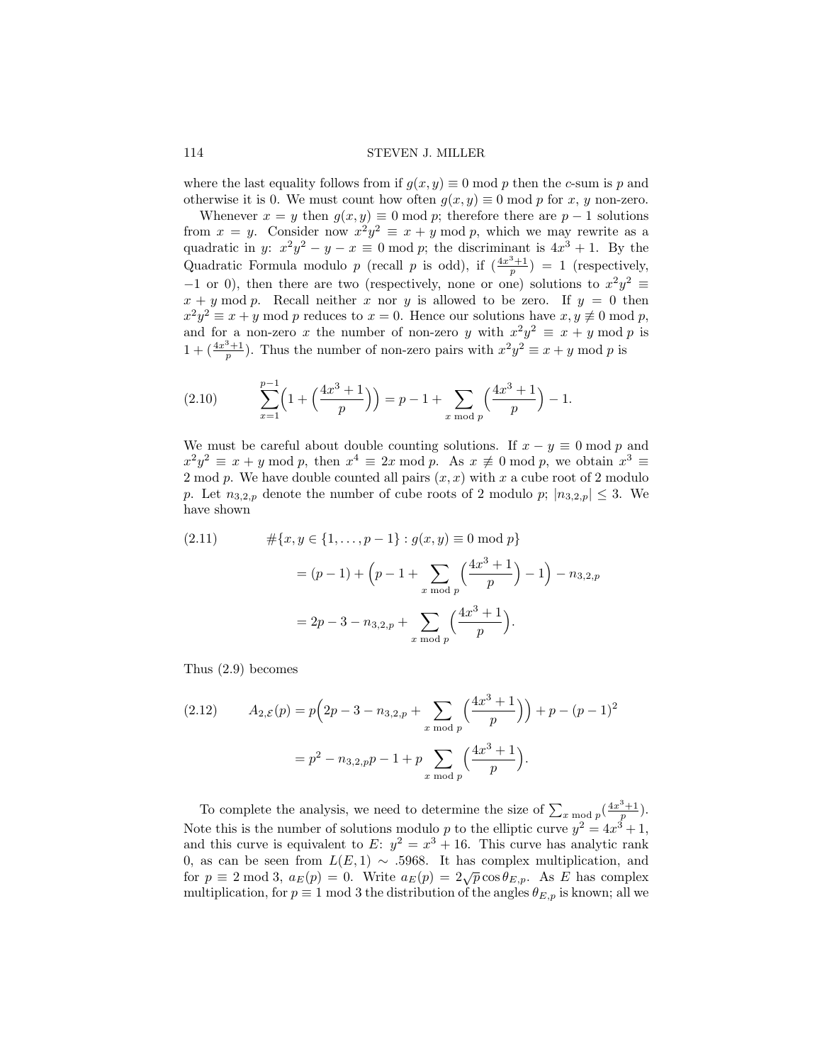where the last equality follows from if $g(x, y) \equiv 0 \bmod p$ then the $c$-sum is $p$ and otherwise it is 0. We must count how often $g(x, y) \equiv 0 \bmod p$ for $x$, $y$ non-zero.

Whenever $x = y$ then $g(x, y) \equiv 0 \bmod p$; therefore there are $p - 1$ solutions from $x = y$. Consider now $x^2y^2 \equiv x + y \bmod p$, which we may rewrite as a quadratic in $y$: $x^2y^2 - y - x \equiv 0 \bmod p$; the discriminant is $4x^3 + 1$. By the Quadratic Formula modulo $p$ (recall $p$ is odd), if $(\frac{4x^3+1}{p}) = 1$ (respectively, $-1$ or 0), then there are two (respectively, none or one) solutions to $x^2y^2 \equiv x + y \bmod p$. Recall neither $x$ nor $y$ is allowed to be zero. If $y = 0$ then $x^2y^2 \equiv x + y \bmod p$ reduces to $x = 0$. Hence our solutions have $x, y \not\equiv 0 \bmod p$, and for a non-zero $x$ the number of non-zero $y$ with $x^2y^2 \equiv x + y \bmod p$ is $1 + (\frac{4x^3+1}{p})$. Thus the number of non-zero pairs with $x^2y^2 \equiv x + y \bmod p$ is

$$\sum_{x=1}^{p-1}\Big(1 + \Big(\frac{4x^3+1}{p}\Big)\Big) = p - 1 + \sum_{x \bmod p}\Big(\frac{4x^3+1}{p}\Big) - 1. \tag{2.10}$$

We must be careful about double counting solutions. If $x - y \equiv 0 \bmod p$ and $x^2y^2 \equiv x + y \bmod p$, then $x^4 \equiv 2x \bmod p$. As $x \not\equiv 0 \bmod p$, we obtain $x^3 \equiv 2 \bmod p$. We have double counted all pairs $(x, x)$ with $x$ a cube root of 2 modulo $p$. Let $n_{3,2,p}$ denote the number of cube roots of 2 modulo $p$; $|n_{3,2,p}| \leq 3$. We have shown

$$\begin{aligned} \#\{x, y \in \{1, \dots, p-1\} : g(x, y) \equiv 0 \bmod p\} \\ &= (p-1) + \Big(p - 1 + \sum_{x \bmod p}\Big(\frac{4x^3+1}{p}\Big) - 1\Big) - n_{3,2,p} \\ &= 2p - 3 - n_{3,2,p} + \sum_{x \bmod p}\Big(\frac{4x^3+1}{p}\Big). \end{aligned} \tag{2.11}$$

Thus (2.9) becomes

$$\begin{aligned} A_{2,\mathcal{E}}(p) &= p\Big(2p - 3 - n_{3,2,p} + \sum_{x \bmod p}\Big(\frac{4x^3+1}{p}\Big)\Big) + p - (p-1)^2 \\ &= p^2 - n_{3,2,p}p - 1 + p\sum_{x \bmod p}\Big(\frac{4x^3+1}{p}\Big). \end{aligned} \tag{2.12}$$

To complete the analysis, we need to determine the size of $\sum_{x \bmod p}(\frac{4x^3+1}{p})$. Note this is the number of solutions modulo $p$ to the elliptic curve $y^2 = 4x^3 + 1$, and this curve is equivalent to $E$: $y^2 = x^3 + 16$. This curve has analytic rank 0, as can be seen from $L(E, 1) \sim .5968$. It has complex multiplication, and for $p \equiv 2 \bmod 3$, $a_E(p) = 0$. Write $a_E(p) = 2\sqrt{p}\cos\theta_{E,p}$. As $E$ has complex multiplication, for $p \equiv 1 \bmod 3$ the distribution of the angles $\theta_{E,p}$ is known; all we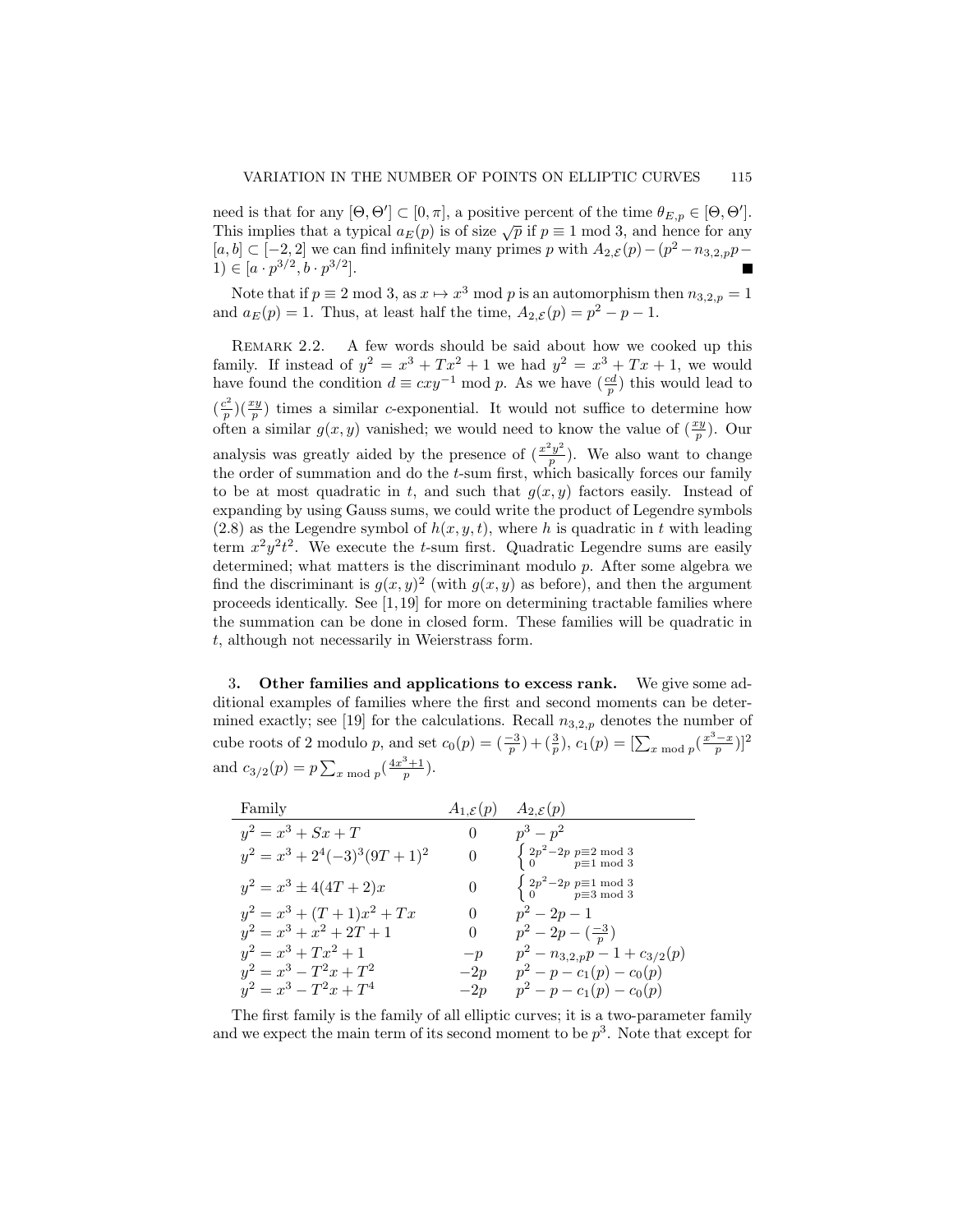need is that for any $[\Theta, \Theta'] \subset [0, \pi]$, a positive percent of the time $\theta_{E,p} \in [\Theta, \Theta']$. This implies that a typical $a_E(p)$ is of size $\sqrt{p}$ if $p \equiv 1 \bmod 3$, and hence for any $[a, b] \subset [-2, 2]$ we can find infinitely many primes $p$ with $A_{2,\mathcal{E}}(p) - (p^2 - n_{3,2,p}p - 1) \in [a \cdot p^{3/2}, b \cdot p^{3/2}]$. ∎

Note that if $p \equiv 2 \bmod 3$, as $x \mapsto x^3 \bmod p$ is an automorphism then $n_{3,2,p} = 1$ and $a_E(p) = 1$. Thus, at least half the time, $A_{2,\mathcal{E}}(p) = p^2 - p - 1$.

Remark 2.2. A few words should be said about how we cooked up this family. If instead of $y^2 = x^3 + Tx^2 + 1$ we had $y^2 = x^3 + Tx + 1$, we would have found the condition $d \equiv cxy^{-1} \bmod p$. As we have $(\frac{cd}{p})$ this would lead to $(\frac{c^2}{p})(\frac{xy}{p})$ times a similar $c$-exponential. It would not suffice to determine how often a similar $g(x, y)$ vanished; we would need to know the value of $(\frac{xy}{p})$. Our analysis was greatly aided by the presence of $(\frac{x^2y^2}{p})$. We also want to change the order of summation and do the $t$-sum first, which basically forces our family to be at most quadratic in $t$, and such that $g(x, y)$ factors easily. Instead of expanding by using Gauss sums, we could write the product of Legendre symbols (2.8) as the Legendre symbol of $h(x, y, t)$, where $h$ is quadratic in $t$ with leading term $x^2y^2t^2$. We execute the $t$-sum first. Quadratic Legendre sums are easily determined; what matters is the discriminant modulo $p$. After some algebra we find the discriminant is $g(x, y)^2$ (with $g(x, y)$ as before), and then the argument proceeds identically. See [1, 19] for more on determining tractable families where the summation can be done in closed form. These families will be quadratic in $t$, although not necessarily in Weierstrass form.

## 3. Other families and applications to excess rank.

We give some additional examples of families where the first and second moments can be determined exactly; see [19] for the calculations. Recall $n_{3,2,p}$ denotes the number of cube roots of 2 modulo $p$, and set $c_0(p) = (\frac{-3}{p}) + (\frac{3}{p})$, $c_1(p) = [\sum_{x \bmod p} (\frac{x^3 - x}{p})]^2$ and $c_{3/2}(p) = p \sum_{x \bmod p} (\frac{4x^3+1}{p})$.

| Family | $A_{1,\mathcal{E}}(p)$ | $A_{2,\mathcal{E}}(p)$ |
|---|---|---|
| $y^2 = x^3 + Sx + T$ | $0$ | $p^3 - p^2$ |
| $y^2 = x^3 + 2^4(-3)^3(9T + 1)^2$ | $0$ | $\begin{cases} 2p^2 - 2p & p \equiv 2 \bmod 3 \\ 0 & p \equiv 1 \bmod 3 \end{cases}$ |
| $y^2 = x^3 \pm 4(4T + 2)x$ | $0$ | $\begin{cases} 2p^2 - 2p & p \equiv 1 \bmod 3 \\ 0 & p \equiv 3 \bmod 3 \end{cases}$ |
| $y^2 = x^3 + (T + 1)x^2 + Tx$ | $0$ | $p^2 - 2p - 1$ |
| $y^2 = x^3 + x^2 + 2T + 1$ | $0$ | $p^2 - 2p - (\frac{-3}{p})$ |
| $y^2 = x^3 + Tx^2 + 1$ | $-p$ | $p^2 - n_{3,2,p}p - 1 + c_{3/2}(p)$ |
| $y^2 = x^3 - T^2x + T^2$ | $-2p$ | $p^2 - p - c_1(p) - c_0(p)$ |
| $y^2 = x^3 - T^2x + T^4$ | $-2p$ | $p^2 - p - c_1(p) - c_0(p)$ |

The first family is the family of all elliptic curves; it is a two-parameter family and we expect the main term of its second moment to be $p^3$. Note that except for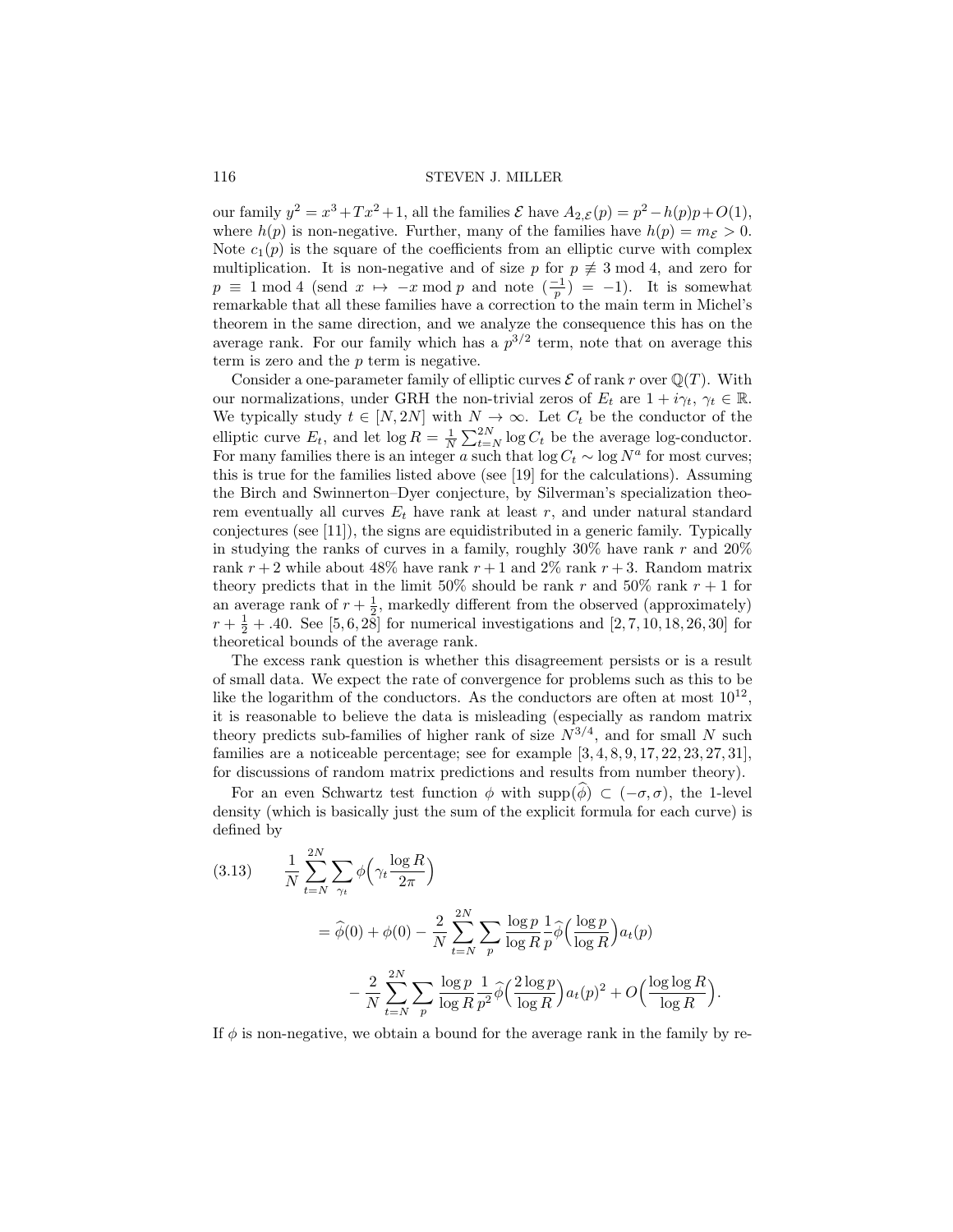our family $y^2 = x^3 + Tx^2 + 1$, all the families $\mathcal{E}$ have $A_{2,\mathcal{E}}(p) = p^2 - h(p)p + O(1)$, where $h(p)$ is non-negative. Further, many of the families have $h(p) = m_{\mathcal{E}} > 0$. Note $c_1(p)$ is the square of the coefficients from an elliptic curve with complex multiplication. It is non-negative and of size $p$ for $p \not\equiv 3 \bmod 4$, and zero for $p \equiv 1 \bmod 4$ (send $x \mapsto -x \bmod p$ and note $\left(\frac{-1}{p}\right) = -1$). It is somewhat remarkable that all these families have a correction to the main term in Michel's theorem in the same direction, and we analyze the consequence this has on the average rank. For our family which has a $p^{3/2}$ term, note that on average this term is zero and the $p$ term is negative.

Consider a one-parameter family of elliptic curves $\mathcal{E}$ of rank $r$ over $\mathbb{Q}(T)$. With our normalizations, under GRH the non-trivial zeros of $E_t$ are $1 + i\gamma_t$, $\gamma_t \in \mathbb{R}$. We typically study $t \in [N, 2N]$ with $N \to \infty$. Let $C_t$ be the conductor of the elliptic curve $E_t$, and let $\log R = \frac{1}{N}\sum_{t=N}^{2N} \log C_t$ be the average log-conductor. For many families there is an integer $a$ such that $\log C_t \sim \log N^a$ for most curves; this is true for the families listed above (see [19] for the calculations). Assuming the Birch and Swinnerton–Dyer conjecture, by Silverman's specialization theorem eventually all curves $E_t$ have rank at least $r$, and under natural standard conjectures (see [11]), the signs are equidistributed in a generic family. Typically in studying the ranks of curves in a family, roughly 30% have rank $r$ and 20% rank $r+2$ while about 48% have rank $r+1$ and 2% rank $r+3$. Random matrix theory predicts that in the limit 50% should be rank $r$ and 50% rank $r+1$ for an average rank of $r + \frac{1}{2}$, markedly different from the observed (approximately) $r + \frac{1}{2} + .40$. See [5, 6, 28] for numerical investigations and [2, 7, 10, 18, 26, 30] for theoretical bounds of the average rank.

The excess rank question is whether this disagreement persists or is a result of small data. We expect the rate of convergence for problems such as this to be like the logarithm of the conductors. As the conductors are often at most $10^{12}$, it is reasonable to believe the data is misleading (especially as random matrix theory predicts sub-families of higher rank of size $N^{3/4}$, and for small $N$ such families are a noticeable percentage; see for example [3, 4, 8, 9, 17, 22, 23, 27, 31], for discussions of random matrix predictions and results from number theory).

For an even Schwartz test function $\phi$ with $\text{supp}(\widehat{\phi}) \subset (-\sigma, \sigma)$, the 1-level density (which is basically just the sum of the explicit formula for each curve) is defined by

$$
\begin{aligned}
(3.13) \qquad & \frac{1}{N}\sum_{t=N}^{2N}\sum_{\gamma_t} \phi\Big(\gamma_t \frac{\log R}{2\pi}\Big) \\
&= \widehat{\phi}(0) + \phi(0) - \frac{2}{N}\sum_{t=N}^{2N}\sum_p \frac{\log p}{\log R}\frac{1}{p}\widehat{\phi}\Big(\frac{\log p}{\log R}\Big)a_t(p) \\
&\quad - \frac{2}{N}\sum_{t=N}^{2N}\sum_p \frac{\log p}{\log R}\frac{1}{p^2}\widehat{\phi}\Big(\frac{2\log p}{\log R}\Big)a_t(p)^2 + O\Big(\frac{\log\log R}{\log R}\Big).
\end{aligned}
$$

If $\phi$ is non-negative, we obtain a bound for the average rank in the family by re-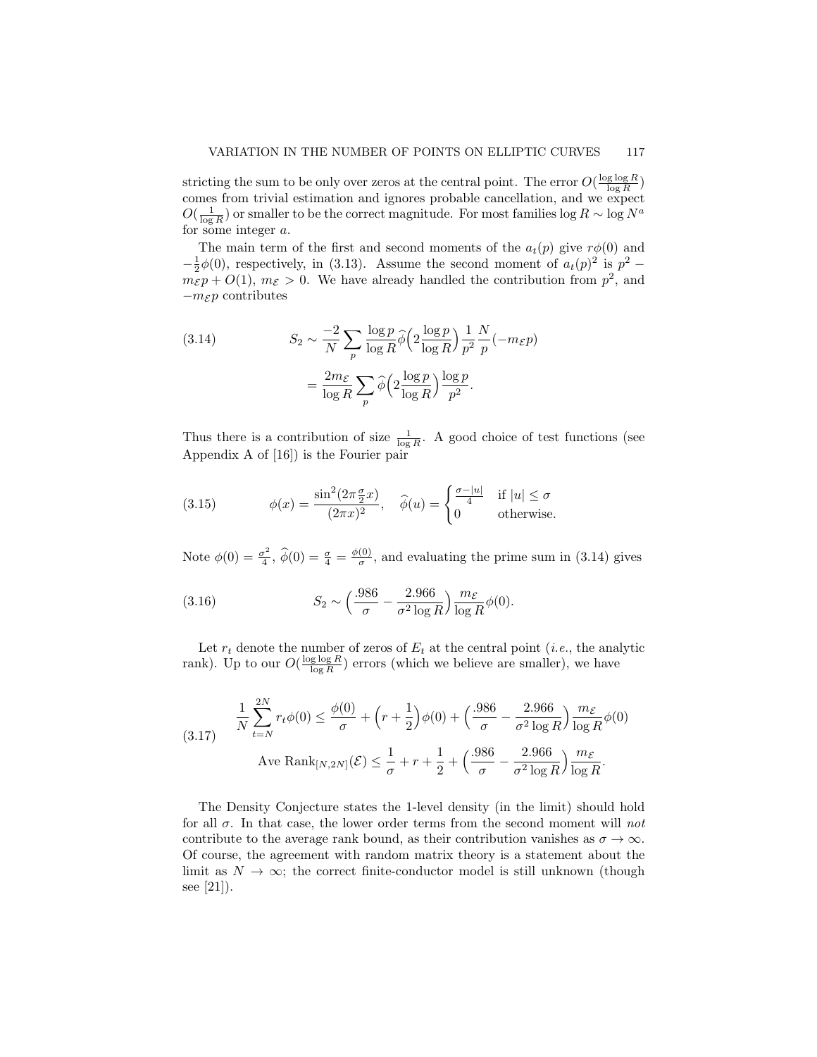stricting the sum to be only over zeros at the central point. The error $O(\frac{\log\log R}{\log R})$ comes from trivial estimation and ignores probable cancellation, and we expect $O(\frac{1}{\log R})$ or smaller to be the correct magnitude. For most families $\log R \sim \log N^a$ for some integer $a$.

The main term of the first and second moments of the $a_t(p)$ give $r\phi(0)$ and $-\frac{1}{2}\phi(0)$, respectively, in (3.13). Assume the second moment of $a_t(p)^2$ is $p^2 - m_{\mathcal{E}}p + O(1)$, $m_{\mathcal{E}} > 0$. We have already handled the contribution from $p^2$, and $-m_{\mathcal{E}}p$ contributes

$$
\begin{aligned}
S_2 &\sim \frac{-2}{N}\sum_p \frac{\log p}{\log R}\widehat{\phi}\Big(2\frac{\log p}{\log R}\Big)\frac{1}{p^2}\frac{N}{p}(-m_{\mathcal{E}}p) \\
&= \frac{2m_{\mathcal{E}}}{\log R}\sum_p \widehat{\phi}\Big(2\frac{\log p}{\log R}\Big)\frac{\log p}{p^2}.
\end{aligned} \tag{3.14}
$$

Thus there is a contribution of size $\frac{1}{\log R}$. A good choice of test functions (see Appendix A of [16]) is the Fourier pair

$$
\phi(x) = \frac{\sin^2(2\pi\frac{\sigma}{2}x)}{(2\pi x)^2}, \quad \widehat{\phi}(u) = \begin{cases} \frac{\sigma - |u|}{4} & \text{if } |u| \le \sigma \\ 0 & \text{otherwise.} \end{cases} \tag{3.15}
$$

Note $\phi(0) = \frac{\sigma^2}{4}$, $\widehat{\phi}(0) = \frac{\sigma}{4} = \frac{\phi(0)}{\sigma}$, and evaluating the prime sum in (3.14) gives

$$
S_2 \sim \Big(\frac{.986}{\sigma} - \frac{2.966}{\sigma^2\log R}\Big)\frac{m_{\mathcal{E}}}{\log R}\phi(0). \tag{3.16}
$$

Let $r_t$ denote the number of zeros of $E_t$ at the central point (*i.e.*, the analytic rank). Up to our $O(\frac{\log\log R}{\log R})$ errors (which we believe are smaller), we have

$$
\begin{aligned}
\frac{1}{N}\sum_{t=N}^{2N} r_t\phi(0) &\le \frac{\phi(0)}{\sigma} + \Big(r + \frac{1}{2}\Big)\phi(0) + \Big(\frac{.986}{\sigma} - \frac{2.966}{\sigma^2\log R}\Big)\frac{m_{\mathcal{E}}}{\log R}\phi(0) \\
\text{Ave Rank}_{[N,2N]}(\mathcal{E}) &\le \frac{1}{\sigma} + r + \frac{1}{2} + \Big(\frac{.986}{\sigma} - \frac{2.966}{\sigma^2\log R}\Big)\frac{m_{\mathcal{E}}}{\log R}.
\end{aligned} \tag{3.17}
$$

The Density Conjecture states the 1-level density (in the limit) should hold for all $\sigma$. In that case, the lower order terms from the second moment will *not* contribute to the average rank bound, as their contribution vanishes as $\sigma \to \infty$. Of course, the agreement with random matrix theory is a statement about the limit as $N \to \infty$; the correct finite-conductor model is still unknown (though see [21]).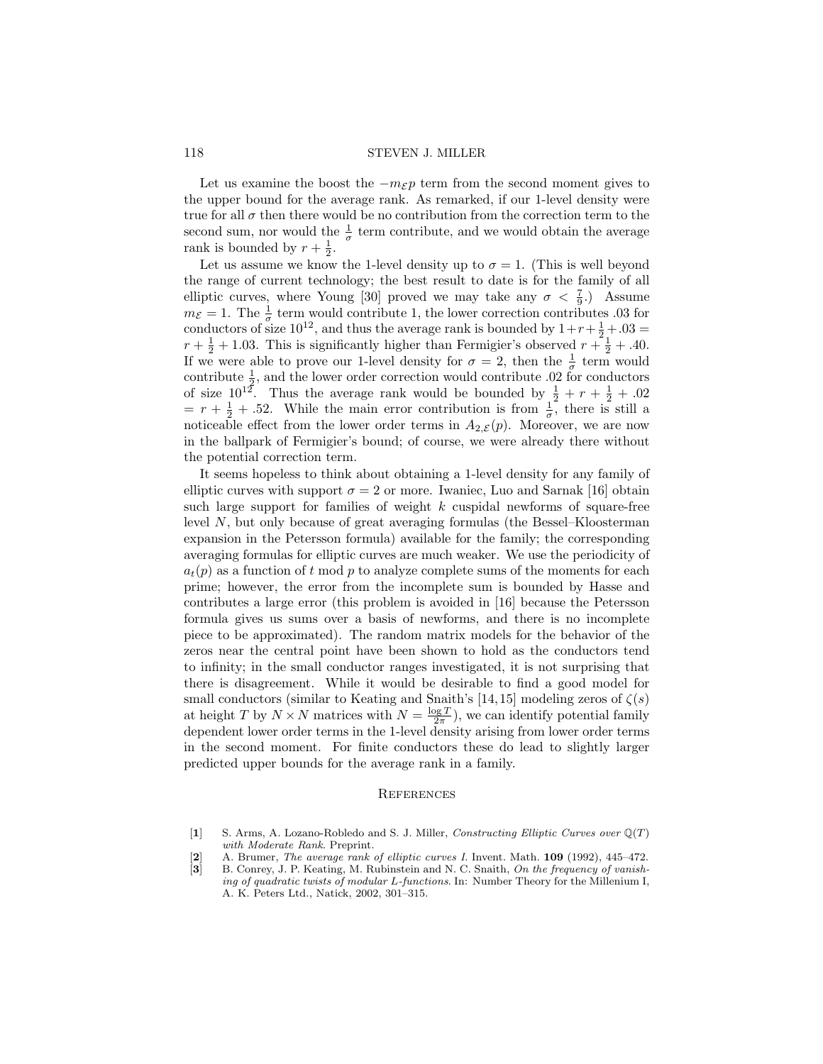Let us examine the boost the $-m_{\mathcal{E}}p$ term from the second moment gives to the upper bound for the average rank. As remarked, if our 1-level density were true for all $\sigma$ then there would be no contribution from the correction term to the second sum, nor would the $\frac{1}{\sigma}$ term contribute, and we would obtain the average rank is bounded by $r + \frac{1}{2}$.

Let us assume we know the 1-level density up to $\sigma = 1$. (This is well beyond the range of current technology; the best result to date is for the family of all elliptic curves, where Young [30] proved we may take any $\sigma < \frac{7}{9}$.) Assume $m_{\mathcal{E}} = 1$. The $\frac{1}{\sigma}$ term would contribute 1, the lower correction contributes .03 for conductors of size $10^{12}$, and thus the average rank is bounded by $1+r+\frac{1}{2}+.03 = r + \frac{1}{2} + 1.03$. This is significantly higher than Fermigier's observed $r + \frac{1}{2} + .40$. If we were able to prove our 1-level density for $\sigma = 2$, then the $\frac{1}{\sigma}$ term would contribute $\frac{1}{2}$, and the lower order correction would contribute .02 for conductors of size $10^{12}$. Thus the average rank would be bounded by $\frac{1}{2} + r + \frac{1}{2} + .02 = r + \frac{1}{2} + .52$. While the main error contribution is from $\frac{1}{\sigma}$, there is still a noticeable effect from the lower order terms in $A_{2,\mathcal{E}}(p)$. Moreover, we are now in the ballpark of Fermigier's bound; of course, we were already there without the potential correction term.

It seems hopeless to think about obtaining a 1-level density for any family of elliptic curves with support $\sigma = 2$ or more. Iwaniec, Luo and Sarnak [16] obtain such large support for families of weight $k$ cuspidal newforms of square-free level $N$, but only because of great averaging formulas (the Bessel–Kloosterman expansion in the Petersson formula) available for the family; the corresponding averaging formulas for elliptic curves are much weaker. We use the periodicity of $a_t(p)$ as a function of $t \bmod p$ to analyze complete sums of the moments for each prime; however, the error from the incomplete sum is bounded by Hasse and contributes a large error (this problem is avoided in [16] because the Petersson formula gives us sums over a basis of newforms, and there is no incomplete piece to be approximated). The random matrix models for the behavior of the zeros near the central point have been shown to hold as the conductors tend to infinity; in the small conductor ranges investigated, it is not surprising that there is disagreement. While it would be desirable to find a good model for small conductors (similar to Keating and Snaith's [14, 15] modeling zeros of $\zeta(s)$ at height $T$ by $N \times N$ matrices with $N = \frac{\log T}{2\pi}$), we can identify potential family dependent lower order terms in the 1-level density arising from lower order terms in the second moment. For finite conductors these do lead to slightly larger predicted upper bounds for the average rank in a family.

## References

[1] S. Arms, A. Lozano-Robledo and S. J. Miller, *Constructing Elliptic Curves over $\mathbb{Q}(T)$ with Moderate Rank*. Preprint.

[2] A. Brumer, *The average rank of elliptic curves I*. Invent. Math. **109** (1992), 445–472.

[3] B. Conrey, J. P. Keating, M. Rubinstein and N. C. Snaith, *On the frequency of vanishing of quadratic twists of modular L-functions*. In: Number Theory for the Millenium I, A. K. Peters Ltd., Natick, 2002, 301–315.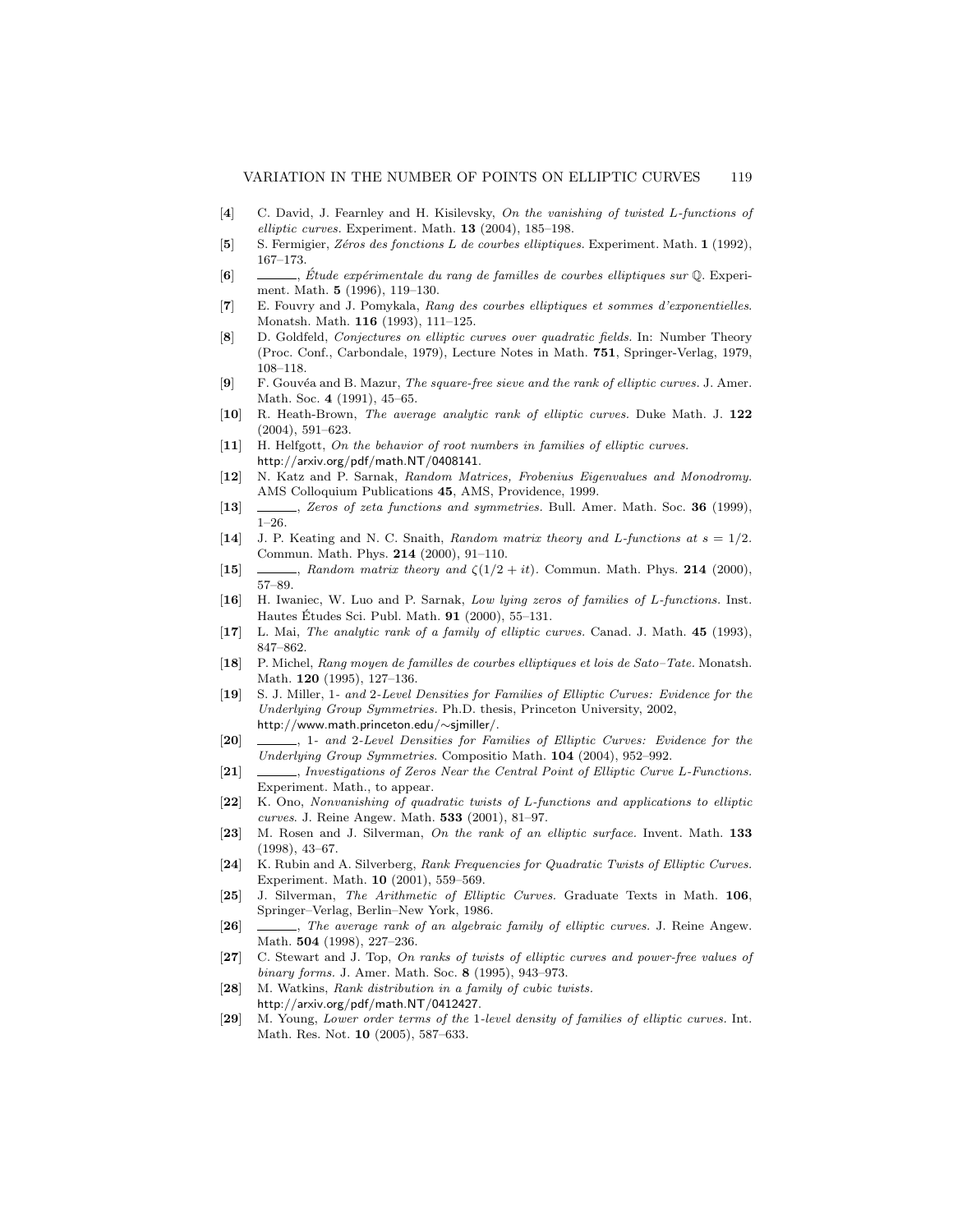[**4**] C. David, J. Fearnley and H. Kisilevsky, *On the vanishing of twisted L-functions of elliptic curves.* Experiment. Math. **13** (2004), 185–198.

[**5**] S. Fermigier, *Zéros des fonctions L de courbes elliptiques.* Experiment. Math. **1** (1992), 167–173.

[**6**] ______, *Étude expérimentale du rang de familles de courbes elliptiques sur $\mathbb{Q}$.* Experiment. Math. **5** (1996), 119–130.

[**7**] E. Fouvry and J. Pomykala, *Rang des courbes elliptiques et sommes d'exponentielles.* Monatsh. Math. **116** (1993), 111–125.

[**8**] D. Goldfeld, *Conjectures on elliptic curves over quadratic fields.* In: Number Theory (Proc. Conf., Carbondale, 1979), Lecture Notes in Math. **751**, Springer-Verlag, 1979, 108–118.

[**9**] F. Gouvéa and B. Mazur, *The square-free sieve and the rank of elliptic curves.* J. Amer. Math. Soc. **4** (1991), 45–65.

[**10**] R. Heath-Brown, *The average analytic rank of elliptic curves.* Duke Math. J. **122** (2004), 591–623.

[**11**] H. Helfgott, *On the behavior of root numbers in families of elliptic curves.* http://arxiv.org/pdf/math.NT/0408141.

[**12**] N. Katz and P. Sarnak, *Random Matrices, Frobenius Eigenvalues and Monodromy.* AMS Colloquium Publications **45**, AMS, Providence, 1999.

[**13**] ______, *Zeros of zeta functions and symmetries.* Bull. Amer. Math. Soc. **36** (1999), 1–26.

[**14**] J. P. Keating and N. C. Snaith, *Random matrix theory and L-functions at $s = 1/2$.* Commun. Math. Phys. **214** (2000), 91–110.

[**15**] ______, *Random matrix theory and $\zeta(1/2 + it)$.* Commun. Math. Phys. **214** (2000), 57–89.

[**16**] H. Iwaniec, W. Luo and P. Sarnak, *Low lying zeros of families of L-functions.* Inst. Hautes Études Sci. Publ. Math. **91** (2000), 55–131.

[**17**] L. Mai, *The analytic rank of a family of elliptic curves.* Canad. J. Math. **45** (1993), 847–862.

[**18**] P. Michel, *Rang moyen de familles de courbes elliptiques et lois de Sato–Tate.* Monatsh. Math. **120** (1995), 127–136.

[**19**] S. J. Miller, 1- *and* 2-*Level Densities for Families of Elliptic Curves: Evidence for the Underlying Group Symmetries.* Ph.D. thesis, Princeton University, 2002, http://www.math.princeton.edu/∼sjmiller/.

[**20**] ______, 1- *and* 2-*Level Densities for Families of Elliptic Curves: Evidence for the Underlying Group Symmetries.* Compositio Math. **104** (2004), 952–992.

[**21**] ______, *Investigations of Zeros Near the Central Point of Elliptic Curve L-Functions.* Experiment. Math., to appear.

[**22**] K. Ono, *Nonvanishing of quadratic twists of L-functions and applications to elliptic curves.* J. Reine Angew. Math. **533** (2001), 81–97.

[**23**] M. Rosen and J. Silverman, *On the rank of an elliptic surface.* Invent. Math. **133** (1998), 43–67.

[**24**] K. Rubin and A. Silverberg, *Rank Frequencies for Quadratic Twists of Elliptic Curves.* Experiment. Math. **10** (2001), 559–569.

[**25**] J. Silverman, *The Arithmetic of Elliptic Curves.* Graduate Texts in Math. **106**, Springer–Verlag, Berlin–New York, 1986.

[**26**] ______, *The average rank of an algebraic family of elliptic curves.* J. Reine Angew. Math. **504** (1998), 227–236.

[**27**] C. Stewart and J. Top, *On ranks of twists of elliptic curves and power-free values of binary forms.* J. Amer. Math. Soc. **8** (1995), 943–973.

[**28**] M. Watkins, *Rank distribution in a family of cubic twists.* http://arxiv.org/pdf/math.NT/0412427.

[**29**] M. Young, *Lower order terms of the* 1-*level density of families of elliptic curves.* Int. Math. Res. Not. **10** (2005), 587–633.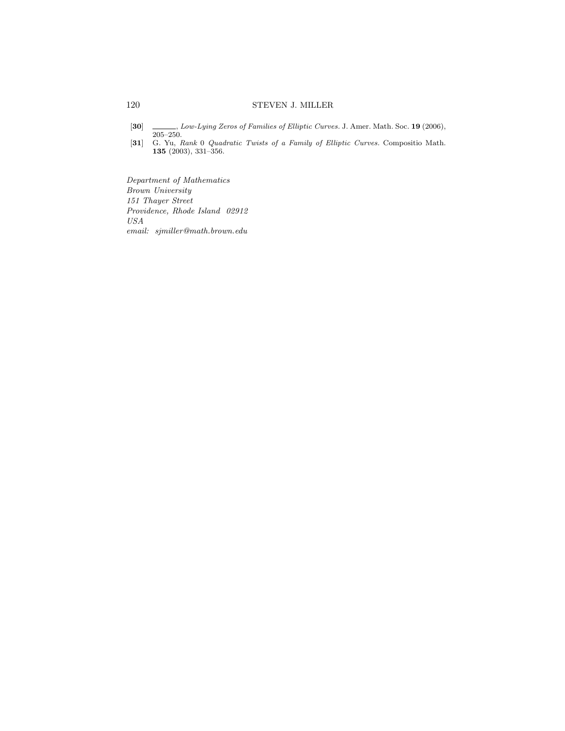[**30**] ———, *Low-Lying Zeros of Families of Elliptic Curves.* J. Amer. Math. Soc. **19** (2006), 205–250.

[**31**] G. Yu, *Rank* 0 *Quadratic Twists of a Family of Elliptic Curves.* Compositio Math. **135** (2003), 331–356.

*Department of Mathematics*
*Brown University*
*151 Thayer Street*
*Providence, Rhode Island 02912*
*USA*
*email: sjmiller@math.brown.edu*